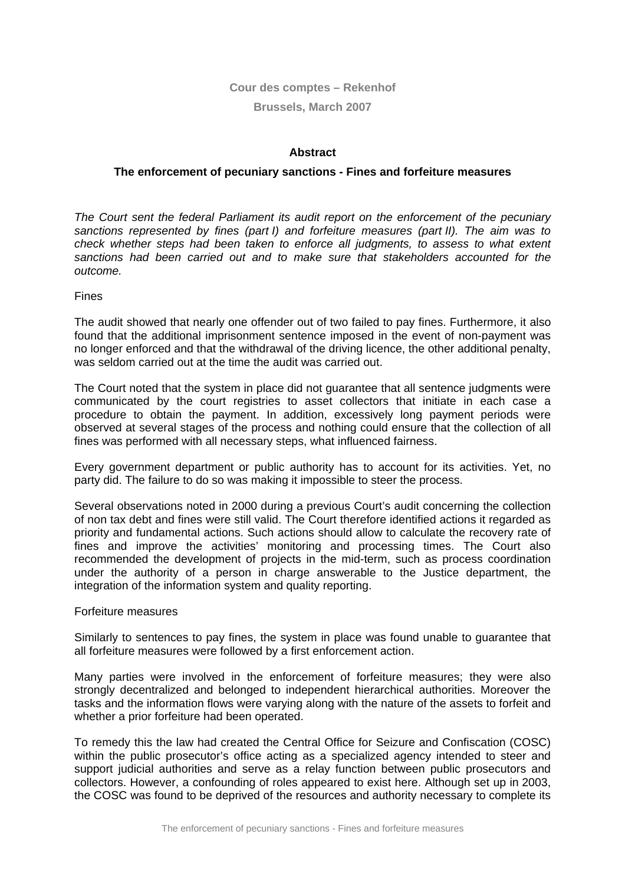**Cour des comptes – Rekenhof**

**Brussels, March 2007**

## Abstract

## The enforcement of pecuniary sanctions - Fines and forfeiture measures

*The Court sent the federal Parliament its audit report on the enforcement of the pecuniary sanctions represented by fines (part I) and forfeiture measures (part II). The aim was to check whether steps had been taken to enforce all judgments, to assess to what extent sanctions had been carried out and to make sure that stakeholders accounted for the outcome.*

### Fines

The audit showed that nearly one offender out of two failed to pay fines. Furthermore, it also found that the additional imprisonment sentence imposed in the event of non-payment was no longer enforced and that the withdrawal of the driving licence, the other additional penalty, was seldom carried out at the time the audit was carried out.

The Court noted that the system in place did not guarantee that all sentence judgments were communicated by the court registries to asset collectors that initiate in each case a procedure to obtain the payment. In addition, excessively long payment periods were observed at several stages of the process and nothing could ensure that the collection of all fines was performed with all necessary steps, what influenced fairness.

Every government department or public authority has to account for its activities. Yet, no party did. The failure to do so was making it impossible to steer the process.

Several observations noted in 2000 during a previous Court's audit concerning the collection of non tax debt and fines were still valid. The Court therefore identified actions it regarded as priority and fundamental actions. Such actions should allow to calculate the recovery rate of fines and improve the activities' monitoring and processing times. The Court also recommended the development of projects in the mid-term, such as process coordination under the authority of a person in charge answerable to the Justice department, the integration of the information system and quality reporting.

### Forfeiture measures

Similarly to sentences to pay fines, the system in place was found unable to guarantee that all forfeiture measures were followed by a first enforcement action.

Many parties were involved in the enforcement of forfeiture measures; they were also strongly decentralized and belonged to independent hierarchical authorities. Moreover the tasks and the information flows were varying along with the nature of the assets to forfeit and whether a prior forfeiture had been operated.

To remedy this the law had created the Central Office for Seizure and Confiscation (COSC) within the public prosecutor's office acting as a specialized agency intended to steer and support judicial authorities and serve as a relay function between public prosecutors and collectors. However, a confounding of roles appeared to exist here. Although set up in 2003, the COSC was found to be deprived of the resources and authority necessary to complete its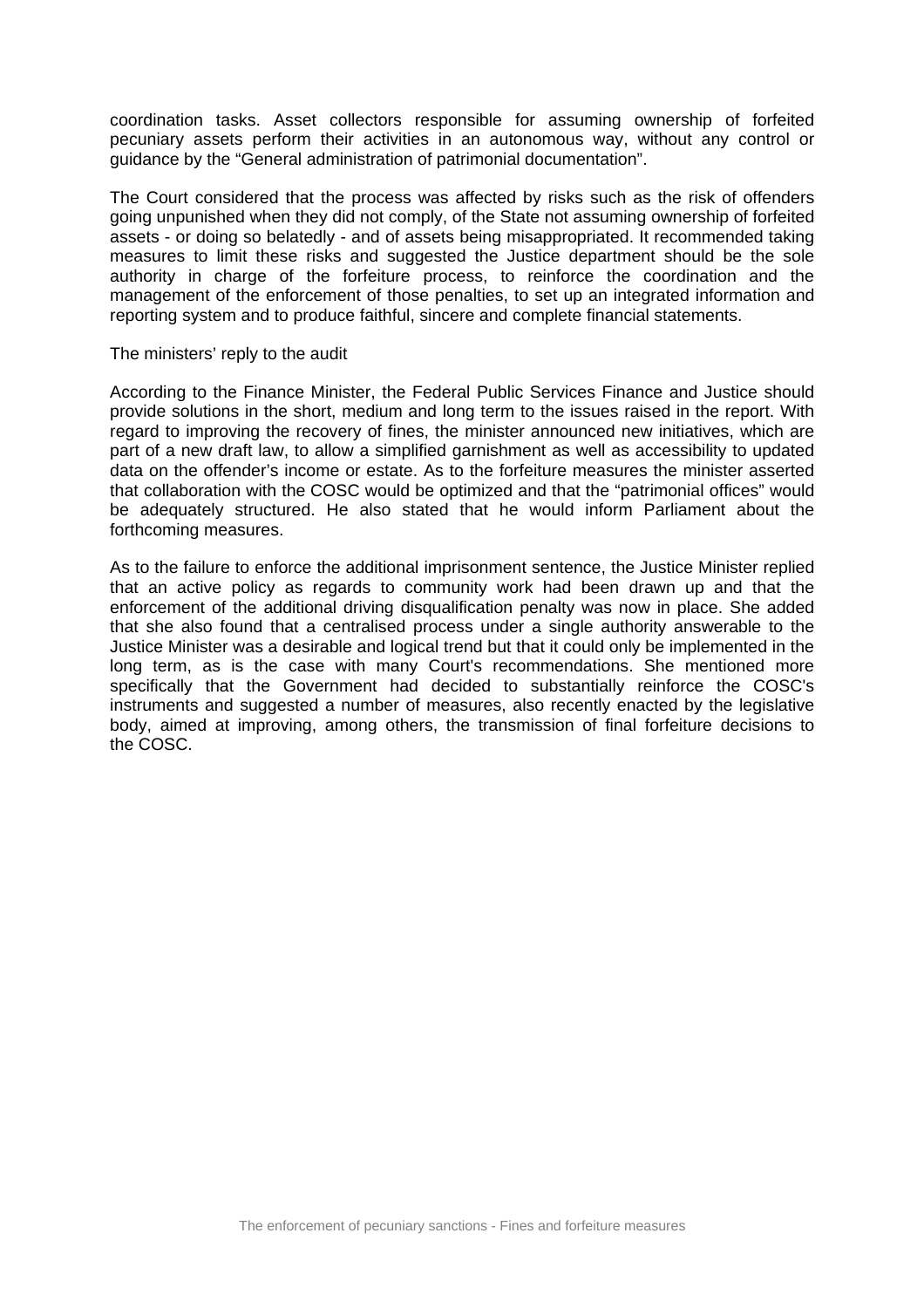coordination tasks. Asset collectors responsible for assuming ownership of forfeited pecuniary assets perform their activities in an autonomous way, without any control or guidance by the "General administration of patrimonial documentation".

The Court considered that the process was affected by risks such as the risk of offenders going unpunished when they did not comply, of the State not assuming ownership of forfeited assets - or doing so belatedly - and of assets being misappropriated. It recommended taking measures to limit these risks and suggested the Justice department should be the sole authority in charge of the forfeiture process, to reinforce the coordination and the management of the enforcement of those penalties, to set up an integrated information and reporting system and to produce faithful, sincere and complete financial statements.

The ministers' reply to the audit

According to the Finance Minister, the Federal Public Services Finance and Justice should provide solutions in the short, medium and long term to the issues raised in the report. With regard to improving the recovery of fines, the minister announced new initiatives, which are part of a new draft law, to allow a simplified garnishment as well as accessibility to updated data on the offender's income or estate. As to the forfeiture measures the minister asserted that collaboration with the COSC would be optimized and that the "patrimonial offices" would be adequately structured. He also stated that he would inform Parliament about the forthcoming measures.

As to the failure to enforce the additional imprisonment sentence, the Justice Minister replied that an active policy as regards to community work had been drawn up and that the enforcement of the additional driving disqualification penalty was now in place. She added that she also found that a centralised process under a single authority answerable to the Justice Minister was a desirable and logical trend but that it could only be implemented in the long term, as is the case with many Court's recommendations. She mentioned more specifically that the Government had decided to substantially reinforce the COSC's instruments and suggested a number of measures, also recently enacted by the legislative body, aimed at improving, among others, the transmission of final forfeiture decisions to the COSC.